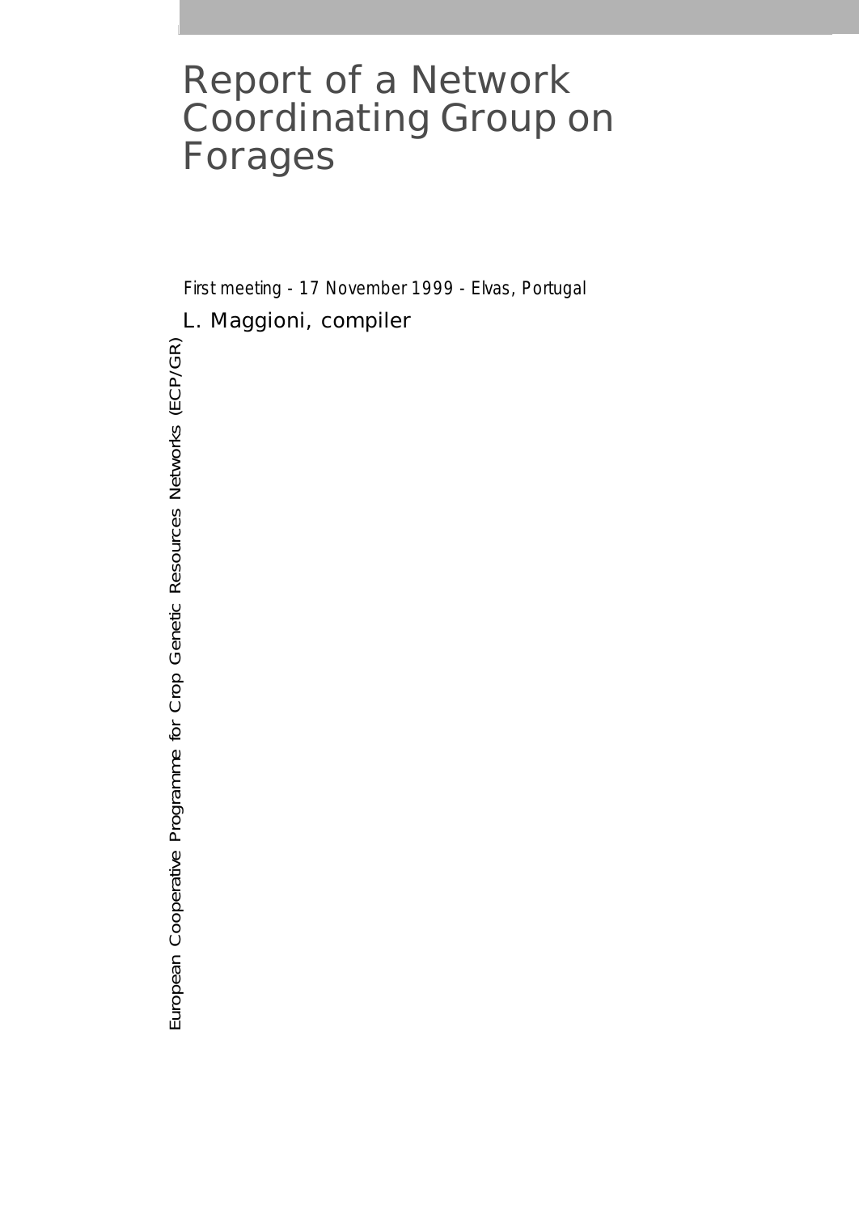# Report of a Network Coordinating Group on Forages

*First meeting - 17 November 1999 - Elvas, Portugal*

L. Maggioni, compiler

European Cooperative Programme for Crop Genetic Resources Networks (ECP/GR)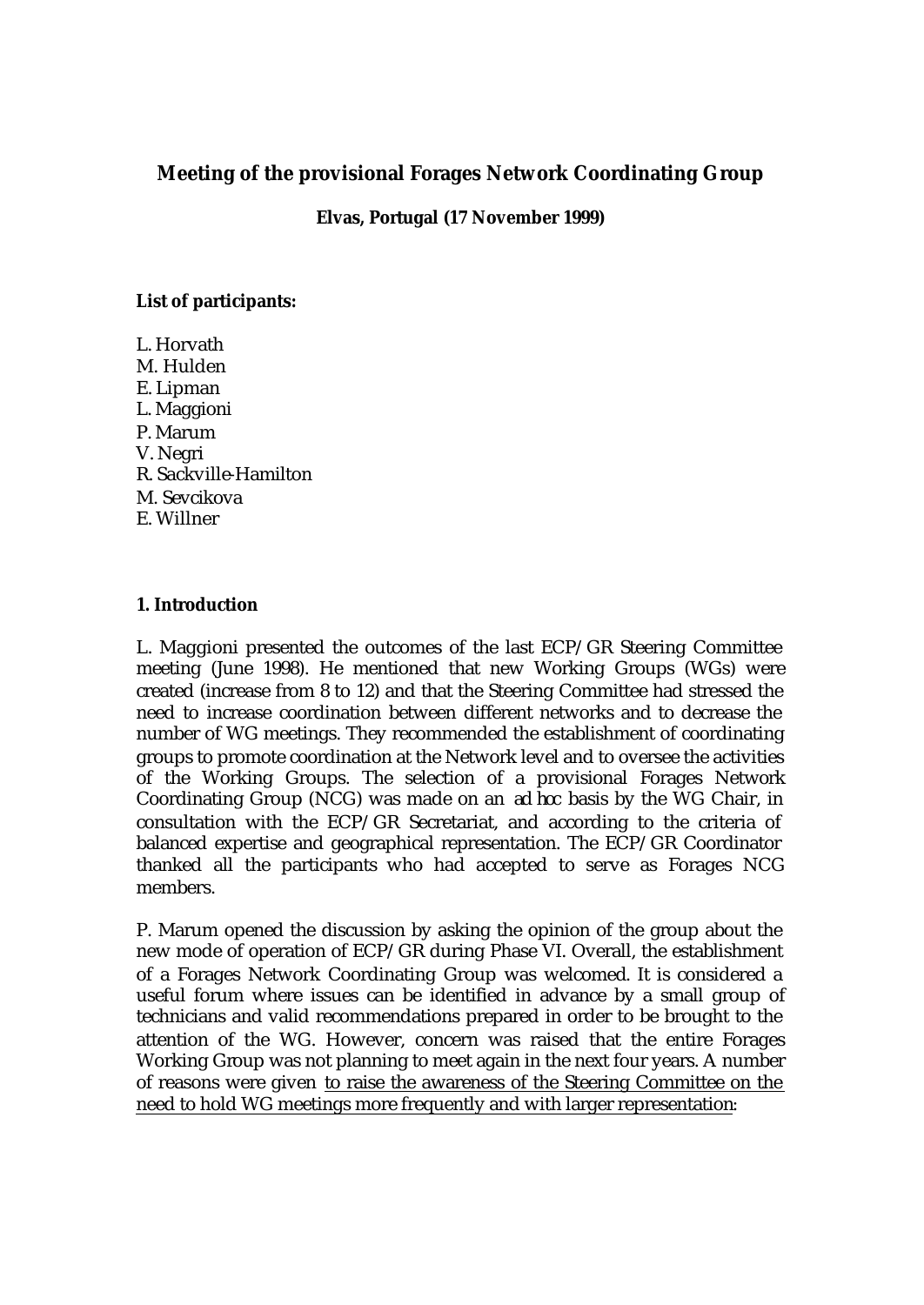# Meeting of the provisional Forages Network Coordinating Group

**Elvas, Portugal (17 November 1999)**

**List of participants:**

L. Horvath  
M. Hulden  
E. Lipman  
L. Maggioni  
P. Marum  
V. Negri  
R. Sackville-Hamilton  
M. Sevcikova  
E. Willner

## 1. Introduction

L. Maggioni presented the outcomes of the last ECP/GR Steering Committee meeting (June 1998). He mentioned that new Working Groups (WGs) were created (increase from 8 to 12) and that the Steering Committee had stressed the need to increase coordination between different networks and to decrease the number of WG meetings. They recommended the establishment of coordinating groups to promote coordination at the Network level and to oversee the activities of the Working Groups. The selection of a provisional Forages Network Coordinating Group (NCG) was made on an *ad hoc* basis by the WG Chair, in consultation with the ECP/GR Secretariat, and according to the criteria of balanced expertise and geographical representation. The ECP/GR Coordinator thanked all the participants who had accepted to serve as Forages NCG members.

P. Marum opened the discussion by asking the opinion of the group about the new mode of operation of ECP/GR during Phase VI. Overall, the establishment of a Forages Network Coordinating Group was welcomed. It is considered a useful forum where issues can be identified in advance by a small group of technicians and valid recommendations prepared in order to be brought to the attention of the WG. However, concern was raised that the entire Forages Working Group was not planning to meet again in the next four years. A number of reasons were given <u>to raise the awareness of the Steering Committee on the need to hold WG meetings more frequently and with larger representation</u>: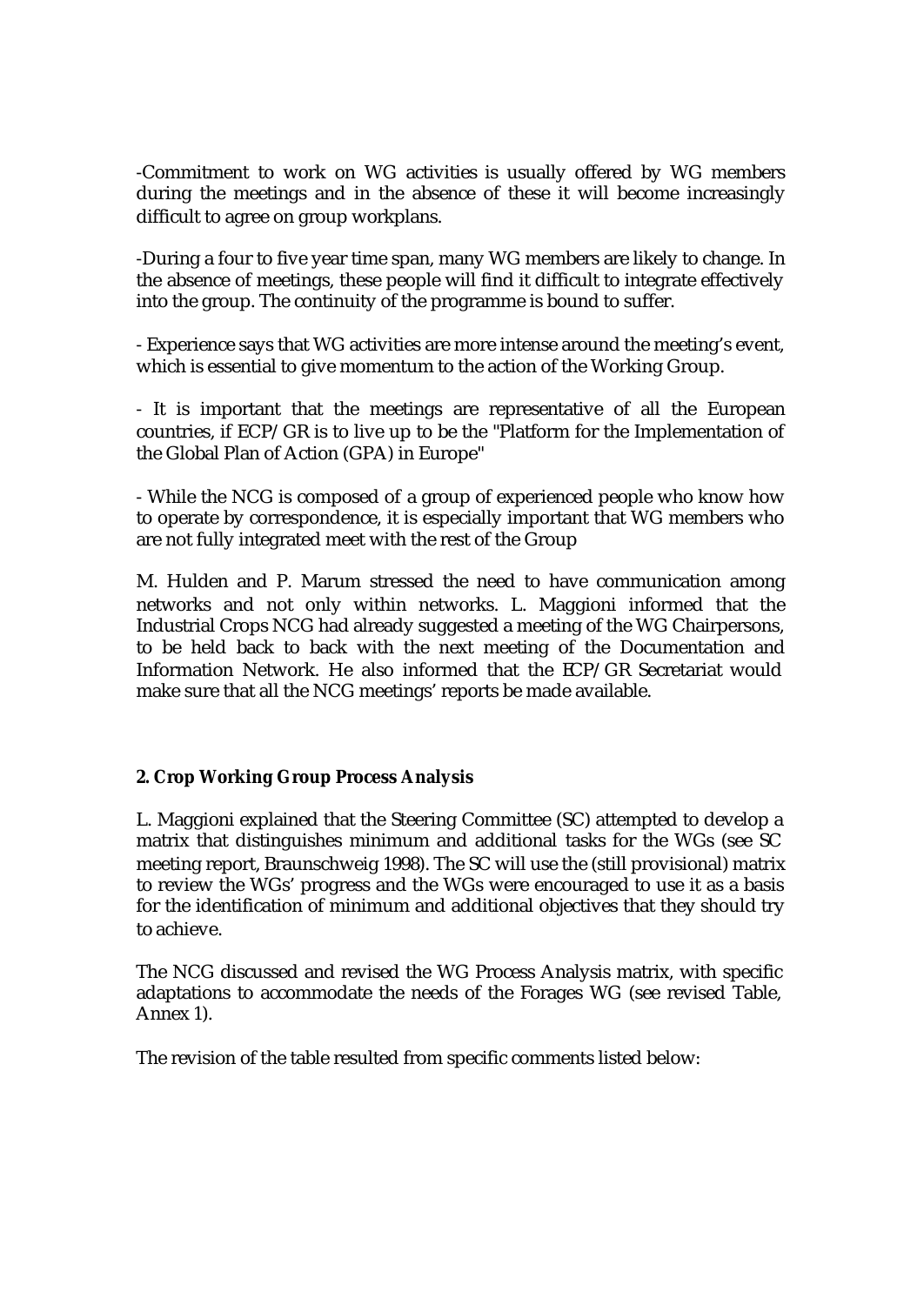-Commitment to work on WG activities is usually offered by WG members during the meetings and in the absence of these it will become increasingly difficult to agree on group workplans.

-During a four to five year time span, many WG members are likely to change. In the absence of meetings, these people will find it difficult to integrate effectively into the group. The continuity of the programme is bound to suffer.

- Experience says that WG activities are more intense around the meeting's event, which is essential to give momentum to the action of the Working Group.

- It is important that the meetings are representative of all the European countries, if ECP/GR is to live up to be the "Platform for the Implementation of the Global Plan of Action (GPA) in Europe"

- While the NCG is composed of a group of experienced people who know how to operate by correspondence, it is especially important that WG members who are not fully integrated meet with the rest of the Group

M. Hulden and P. Marum stressed the need to have communication among networks and not only within networks. L. Maggioni informed that the Industrial Crops NCG had already suggested a meeting of the WG Chairpersons, to be held back to back with the next meeting of the Documentation and Information Network. He also informed that the ECP/GR Secretariat would make sure that all the NCG meetings' reports be made available.

**2. Crop Working Group Process Analysis**

L. Maggioni explained that the Steering Committee (SC) attempted to develop a matrix that distinguishes minimum and additional tasks for the WGs (see SC meeting report, Braunschweig 1998). The SC will use the (still provisional) matrix to review the WGs' progress and the WGs were encouraged to use it as a basis for the identification of minimum and additional objectives that they should try to achieve.

The NCG discussed and revised the WG Process Analysis matrix, with specific adaptations to accommodate the needs of the Forages WG (see revised Table, Annex 1).

The revision of the table resulted from specific comments listed below: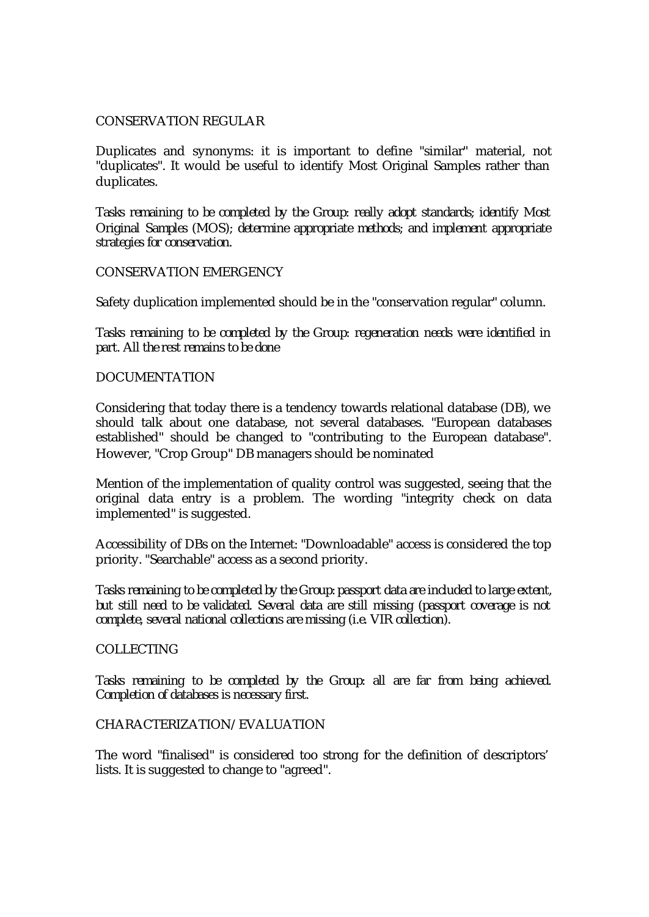CONSERVATION REGULAR

Duplicates and synonyms: it is important to define "similar" material, not "duplicates". It would be useful to identify Most Original Samples rather than duplicates.

*Tasks remaining to be completed by the Group: really adopt standards; identify Most Original Samples (MOS); determine appropriate methods; and implement appropriate strategies for conservation.*

CONSERVATION EMERGENCY

Safety duplication implemented should be in the "conservation regular" column.

*Tasks remaining to be completed by the Group: regeneration needs were identified in part. All the rest remains to be done*

DOCUMENTATION

Considering that today there is a tendency towards relational database (DB), we should talk about one database, not several databases. "European databases established" should be changed to "contributing to the European database". However, "Crop Group" DB managers should be nominated

Mention of the implementation of quality control was suggested, seeing that the original data entry is a problem. The wording "integrity check on data implemented" is suggested.

Accessibility of DBs on the Internet: "Downloadable" access is considered the top priority. "Searchable" access as a second priority.

*Tasks remaining to be completed by the Group: passport data are included to large extent, but still need to be validated. Several data are still missing (passport coverage is not complete, several national collections are missing (i.e. VIR collection).*

COLLECTING

*Tasks remaining to be completed by the Group: all are far from being achieved. Completion of databases is necessary first.*

CHARACTERIZATION/EVALUATION

The word "finalised" is considered too strong for the definition of descriptors' lists. It is suggested to change to "agreed".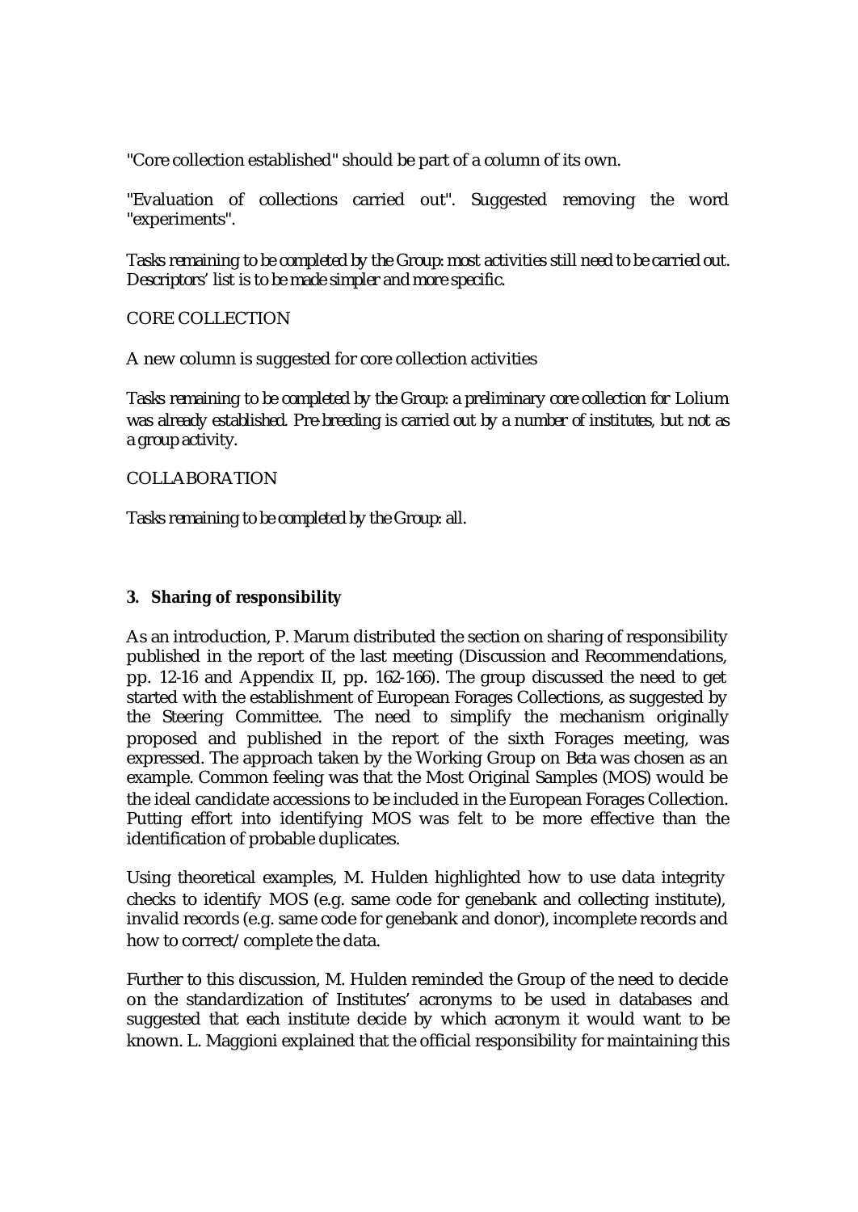"Core collection established" should be part of a column of its own.

"Evaluation of collections carried out". Suggested removing the word "experiments".

*Tasks remaining to be completed by the Group: most activities still need to be carried out. Descriptors' list is to be made simpler and more specific.*

CORE COLLECTION

A new column is suggested for core collection activities

*Tasks remaining to be completed by the Group: a preliminary core collection for* Lolium *was already established. Pre breeding is carried out by a number of institutes, but not as a group activity.*

COLLABORATION

*Tasks remaining to be completed by the Group: all.*

### 3. Sharing of responsibility

As an introduction, P. Marum distributed the section on sharing of responsibility published in the report of the last meeting (Discussion and Recommendations, pp. 12-16 and Appendix II, pp. 162-166). The group discussed the need to get started with the establishment of European Forages Collections, as suggested by the Steering Committee. The need to simplify the mechanism originally proposed and published in the report of the sixth Forages meeting, was expressed. The approach taken by the Working Group on *Beta* was chosen as an example. Common feeling was that the Most Original Samples (MOS) would be the ideal candidate accessions to be included in the European Forages Collection. Putting effort into identifying MOS was felt to be more effective than the identification of probable duplicates.

Using theoretical examples, M. Hulden highlighted how to use data integrity checks to identify MOS (e.g. same code for genebank and collecting institute), invalid records (e.g. same code for genebank and donor), incomplete records and how to correct/complete the data.

Further to this discussion, M. Hulden reminded the Group of the need to decide on the standardization of Institutes' acronyms to be used in databases and suggested that each institute decide by which acronym it would want to be known. L. Maggioni explained that the official responsibility for maintaining this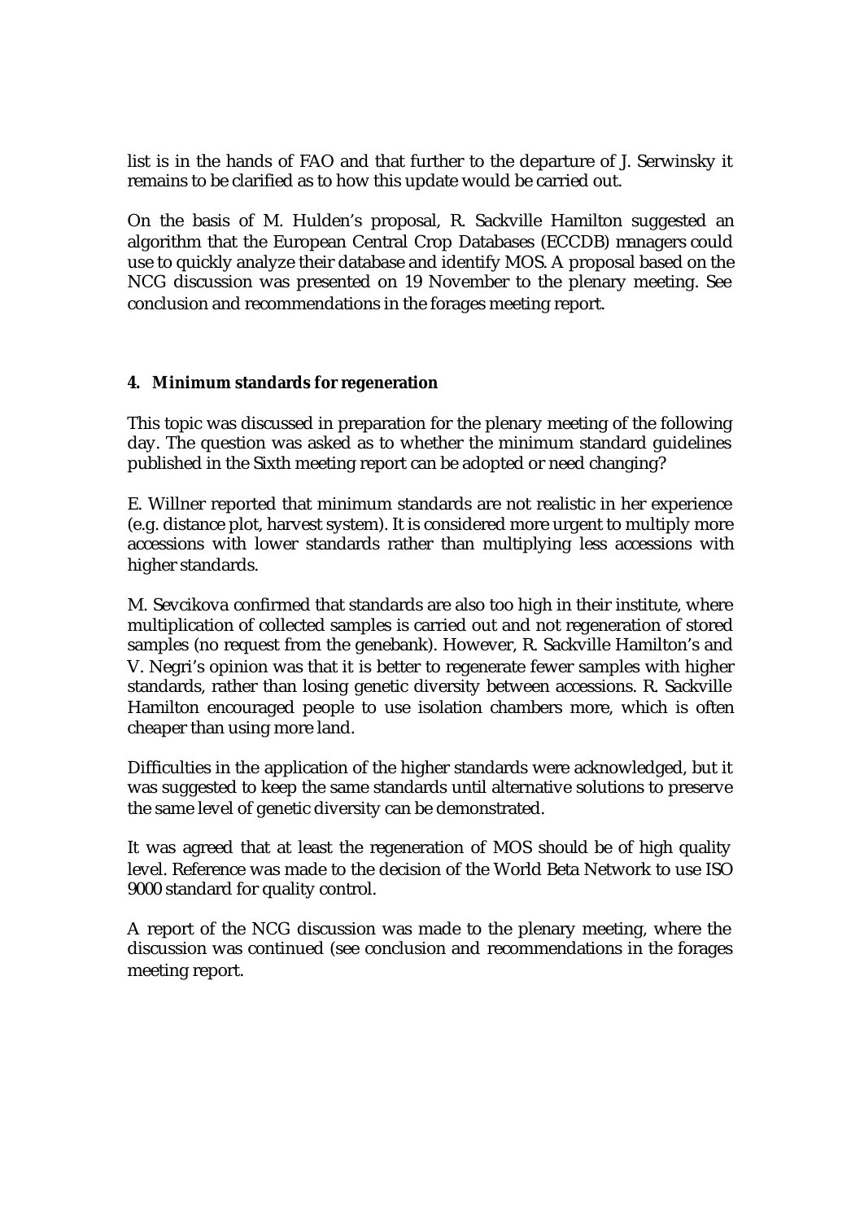list is in the hands of FAO and that further to the departure of J. Serwinsky it remains to be clarified as to how this update would be carried out.

On the basis of M. Hulden's proposal, R. Sackville Hamilton suggested an algorithm that the European Central Crop Databases (ECCDB) managers could use to quickly analyze their database and identify MOS. A proposal based on the NCG discussion was presented on 19 November to the plenary meeting. See conclusion and recommendations in the forages meeting report.

**4. Minimum standards for regeneration**

This topic was discussed in preparation for the plenary meeting of the following day. The question was asked as to whether the minimum standard guidelines published in the Sixth meeting report can be adopted or need changing?

E. Willner reported that minimum standards are not realistic in her experience (e.g. distance plot, harvest system). It is considered more urgent to multiply more accessions with lower standards rather than multiplying less accessions with higher standards.

M. Sevcikova confirmed that standards are also too high in their institute, where multiplication of collected samples is carried out and not regeneration of stored samples (no request from the genebank). However, R. Sackville Hamilton's and V. Negri's opinion was that it is better to regenerate fewer samples with higher standards, rather than losing genetic diversity between accessions. R. Sackville Hamilton encouraged people to use isolation chambers more, which is often cheaper than using more land.

Difficulties in the application of the higher standards were acknowledged, but it was suggested to keep the same standards until alternative solutions to preserve the same level of genetic diversity can be demonstrated.

It was agreed that at least the regeneration of MOS should be of high quality level. Reference was made to the decision of the World Beta Network to use ISO 9000 standard for quality control.

A report of the NCG discussion was made to the plenary meeting, where the discussion was continued (see conclusion and recommendations in the forages meeting report.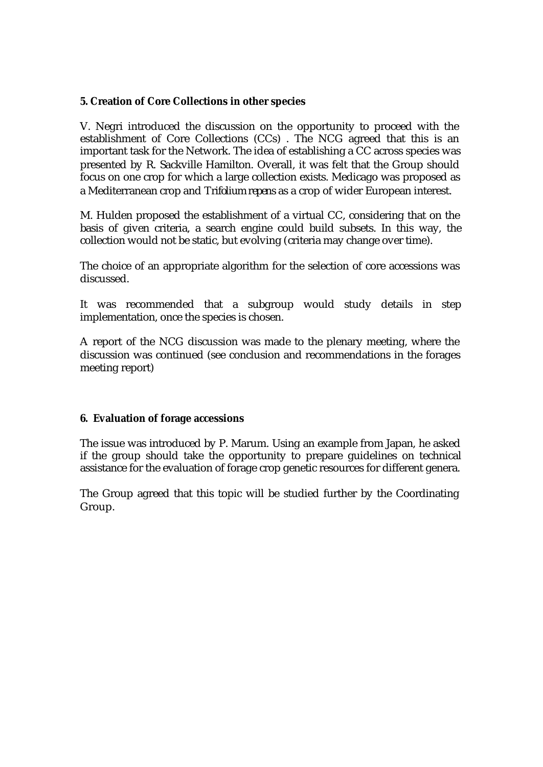## 5. Creation of Core Collections in other species

V. Negri introduced the discussion on the opportunity to proceed with the establishment of Core Collections (CCs) . The NCG agreed that this is an important task for the Network. The idea of establishing a CC across species was presented by R. Sackville Hamilton. Overall, it was felt that the Group should focus on one crop for which a large collection exists. Medicago was proposed as a Mediterranean crop and *Trifolium repens* as a crop of wider European interest.

M. Hulden proposed the establishment of a virtual CC, considering that on the basis of given criteria, a search engine could build subsets. In this way, the collection would not be static, but evolving (criteria may change over time).

The choice of an appropriate algorithm for the selection of core accessions was discussed.

It was recommended that a subgroup would study details in step implementation, once the species is chosen.

A report of the NCG discussion was made to the plenary meeting, where the discussion was continued (see conclusion and recommendations in the forages meeting report)

## 6. Evaluation of forage accessions

The issue was introduced by P. Marum. Using an example from Japan, he asked if the group should take the opportunity to prepare guidelines on technical assistance for the evaluation of forage crop genetic resources for different genera.

The Group agreed that this topic will be studied further by the Coordinating Group.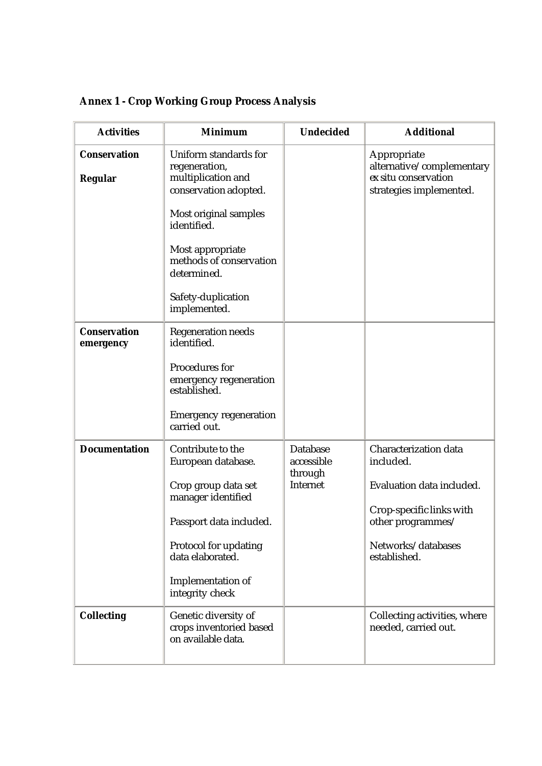**Annex 1 - Crop Working Group Process Analysis**

| Activities | Minimum | Undecided | Additional |
|---|---|---|---|
| **Conservation**<br><br>**Regular** | Uniform standards for regeneration, multiplication and conservation adopted.<br><br>Most original samples identified.<br><br>Most appropriate methods of conservation determined.<br><br>Safety-duplication implemented. | | Appropriate alternative/complementary *ex situ* conservation strategies implemented. |
| **Conservation emergency** | Regeneration needs identified.<br><br>Procedures for emergency regeneration established.<br><br>Emergency regeneration carried out. | | |
| **Documentation** | Contribute to the European database.<br><br>Crop group data set manager identified<br><br>Passport data included.<br><br>Protocol for updating data elaborated.<br><br>Implementation of integrity check | Database accessible through Internet | Characterization data included.<br><br>Evaluation data included.<br><br>Crop-specific links with other programmes/<br><br>Networks/databases established. |
| **Collecting** | Genetic diversity of crops inventoried based on available data. | | Collecting activities, where needed, carried out. |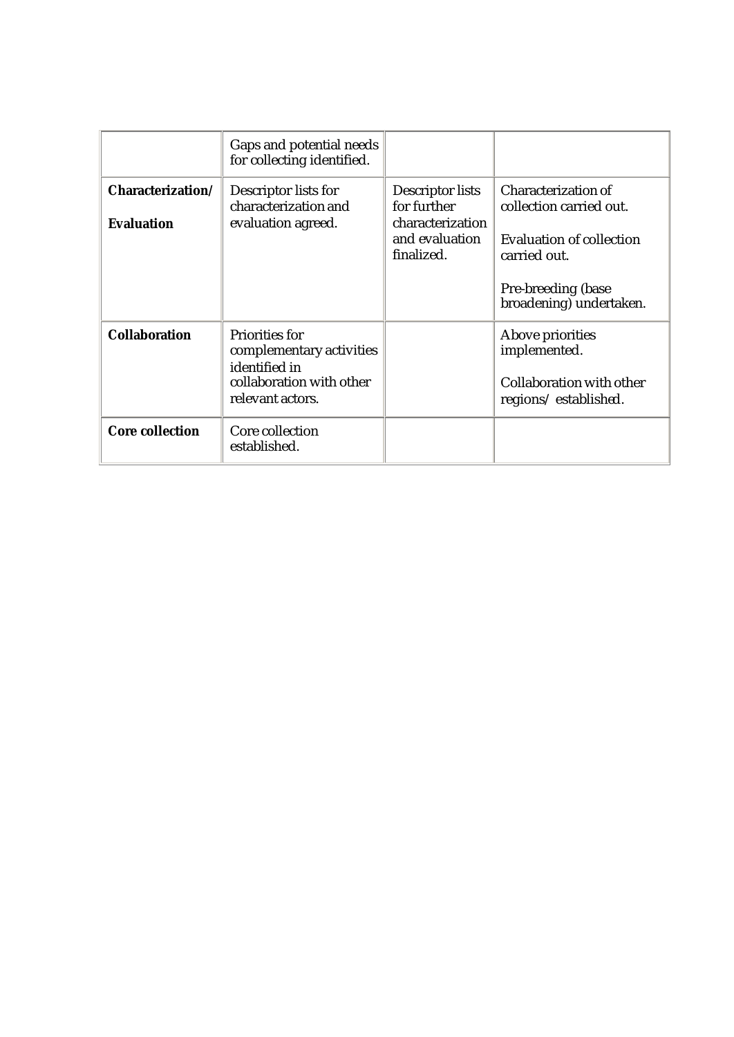| | | | |
|---|---|---|---|
| | Gaps and potential needs for collecting identified. | | |
| **Characterization/ Evaluation** | Descriptor lists for characterization and evaluation agreed. | Descriptor lists for further characterization and evaluation finalized. | Characterization of collection carried out.<br><br>Evaluation of collection carried out.<br><br>Pre-breeding (base broadening) undertaken. |
| **Collaboration** | Priorities for complementary activities identified in collaboration with other relevant actors. | | Above priorities implemented.<br><br>Collaboration with other regions/ established. |
| **Core collection** | Core collection established. | | |